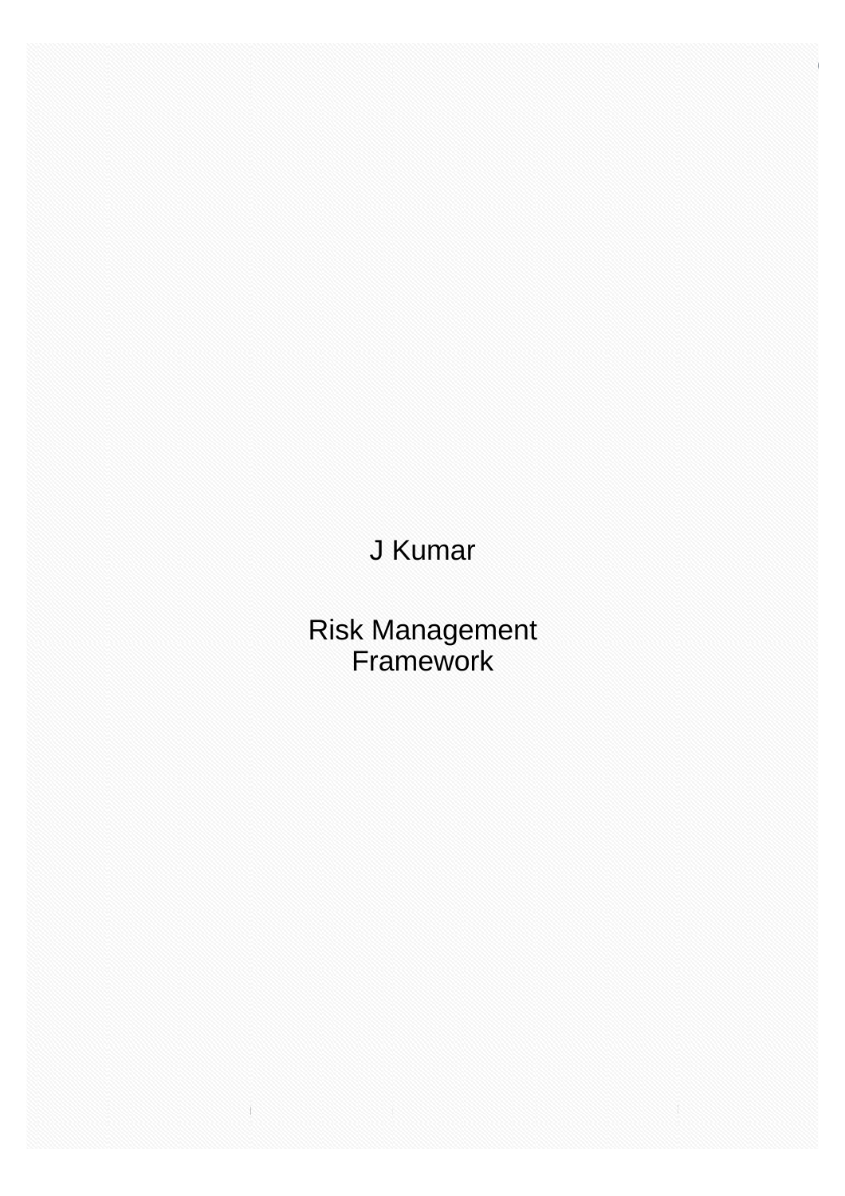J Kumar

# Risk Management Framework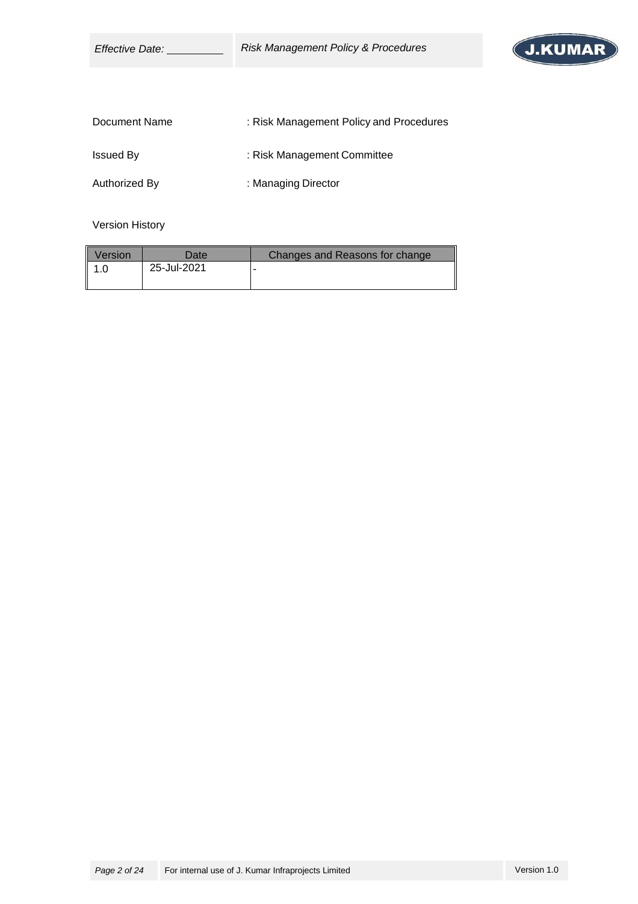Document Name : Risk Management Policy and Procedures

Issued By : Risk Management Committee

Authorized By : Managing Director

Version History

| Version | Date | Changes and Reasons for change |
|---|---|---|
| 1.0 | 25-Jul-2021 | - |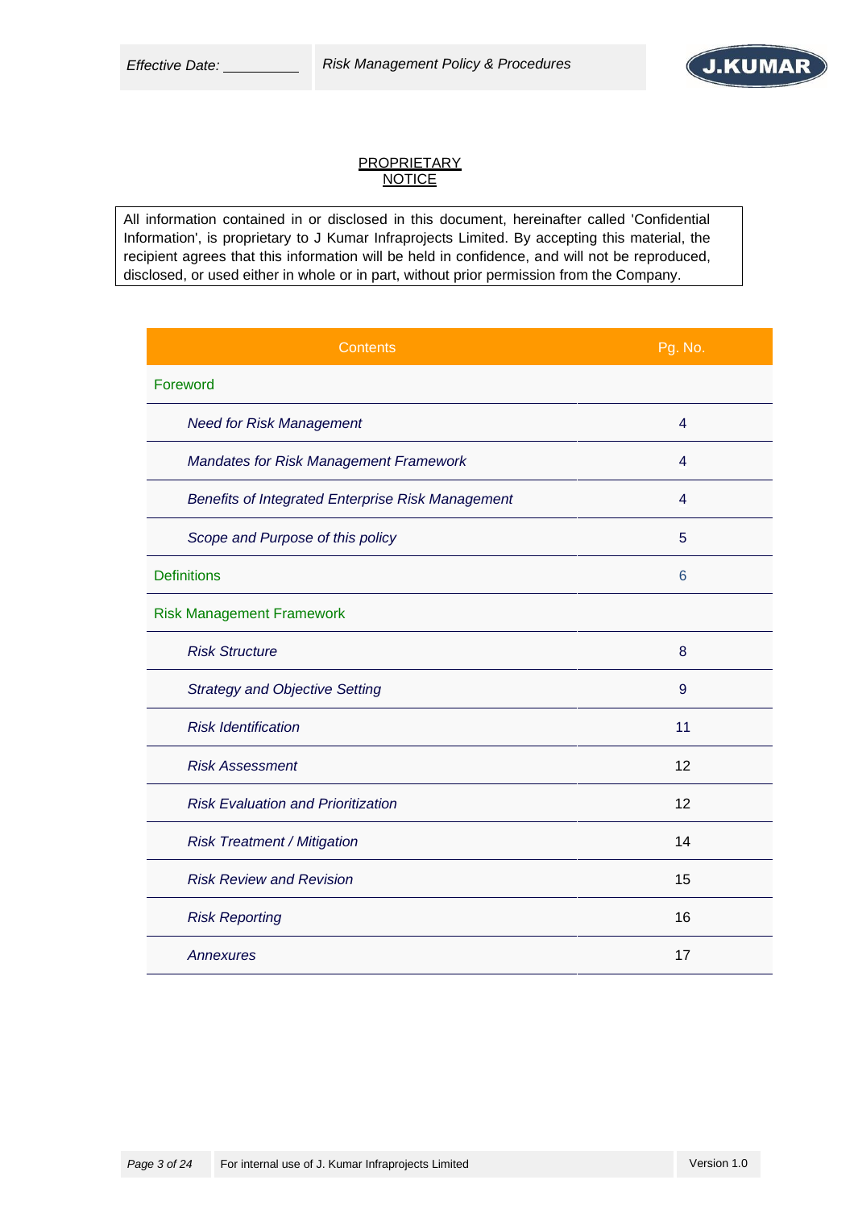# PROPRIETARY NOTICE

All information contained in or disclosed in this document, hereinafter called 'Confidential Information', is proprietary to J Kumar Infraprojects Limited. By accepting this material, the recipient agrees that this information will be held in confidence, and will not be reproduced, disclosed, or used either in whole or in part, without prior permission from the Company.

| Contents | Pg. No. |
|---|---|
| Foreword | |
| *Need for Risk Management* | 4 |
| *Mandates for Risk Management Framework* | 4 |
| *Benefits of Integrated Enterprise Risk Management* | 4 |
| *Scope and Purpose of this policy* | 5 |
| Definitions | 6 |
| Risk Management Framework | |
| *Risk Structure* | 8 |
| *Strategy and Objective Setting* | 9 |
| *Risk Identification* | 11 |
| *Risk Assessment* | 12 |
| *Risk Evaluation and Prioritization* | 12 |
| *Risk Treatment / Mitigation* | 14 |
| *Risk Review and Revision* | 15 |
| *Risk Reporting* | 16 |
| *Annexures* | 17 |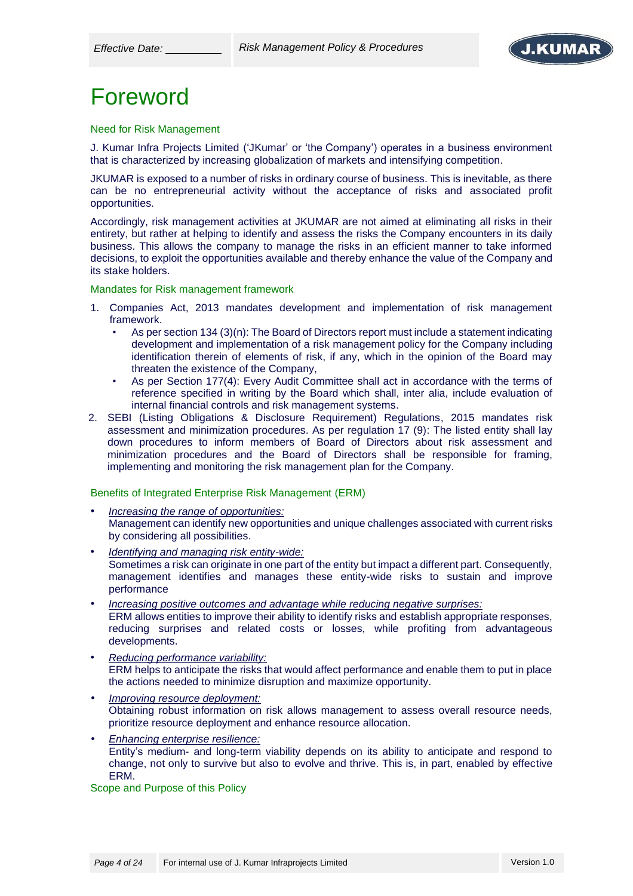# Foreword

### Need for Risk Management

J. Kumar Infra Projects Limited ('JKumar' or 'the Company') operates in a business environment that is characterized by increasing globalization of markets and intensifying competition.

JKUMAR is exposed to a number of risks in ordinary course of business. This is inevitable, as there can be no entrepreneurial activity without the acceptance of risks and associated profit opportunities.

Accordingly, risk management activities at JKUMAR are not aimed at eliminating all risks in their entirety, but rather at helping to identify and assess the risks the Company encounters in its daily business. This allows the company to manage the risks in an efficient manner to take informed decisions, to exploit the opportunities available and thereby enhance the value of the Company and its stake holders.

### Mandates for Risk management framework

1. Companies Act, 2013 mandates development and implementation of risk management framework.
   - As per section 134 (3)(n): The Board of Directors report must include a statement indicating development and implementation of a risk management policy for the Company including identification therein of elements of risk, if any, which in the opinion of the Board may threaten the existence of the Company,
   - As per Section 177(4): Every Audit Committee shall act in accordance with the terms of reference specified in writing by the Board which shall, inter alia, include evaluation of internal financial controls and risk management systems.
2. SEBI (Listing Obligations & Disclosure Requirement) Regulations, 2015 mandates risk assessment and minimization procedures. As per regulation 17 (9): The listed entity shall lay down procedures to inform members of Board of Directors about risk assessment and minimization procedures and the Board of Directors shall be responsible for framing, implementing and monitoring the risk management plan for the Company.

### Benefits of Integrated Enterprise Risk Management (ERM)

- *Increasing the range of opportunities:*
  Management can identify new opportunities and unique challenges associated with current risks by considering all possibilities.
- *Identifying and managing risk entity-wide:*
  Sometimes a risk can originate in one part of the entity but impact a different part. Consequently, management identifies and manages these entity-wide risks to sustain and improve performance
- *Increasing positive outcomes and advantage while reducing negative surprises:*
  ERM allows entities to improve their ability to identify risks and establish appropriate responses, reducing surprises and related costs or losses, while profiting from advantageous developments.
- *Reducing performance variability:*
  ERM helps to anticipate the risks that would affect performance and enable them to put in place the actions needed to minimize disruption and maximize opportunity.
- *Improving resource deployment:*
  Obtaining robust information on risk allows management to assess overall resource needs, prioritize resource deployment and enhance resource allocation.
- *Enhancing enterprise resilience:*
  Entity's medium- and long-term viability depends on its ability to anticipate and respond to change, not only to survive but also to evolve and thrive. This is, in part, enabled by effective ERM.

### Scope and Purpose of this Policy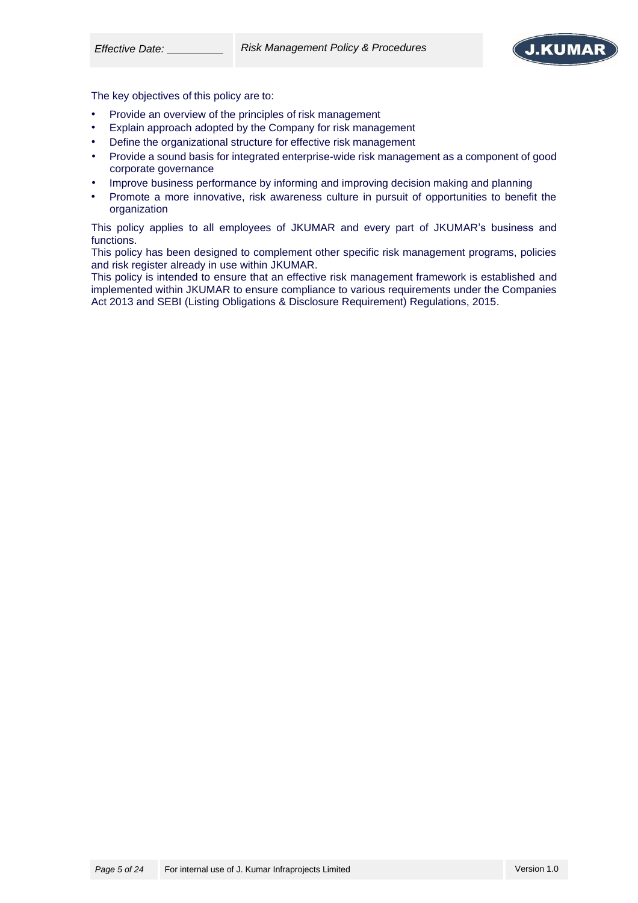The key objectives of this policy are to:

- Provide an overview of the principles of risk management
- Explain approach adopted by the Company for risk management
- Define the organizational structure for effective risk management
- Provide a sound basis for integrated enterprise-wide risk management as a component of good corporate governance
- Improve business performance by informing and improving decision making and planning
- Promote a more innovative, risk awareness culture in pursuit of opportunities to benefit the organization

This policy applies to all employees of JKUMAR and every part of JKUMAR's business and functions.

This policy has been designed to complement other specific risk management programs, policies and risk register already in use within JKUMAR.

This policy is intended to ensure that an effective risk management framework is established and implemented within JKUMAR to ensure compliance to various requirements under the Companies Act 2013 and SEBI (Listing Obligations & Disclosure Requirement) Regulations, 2015.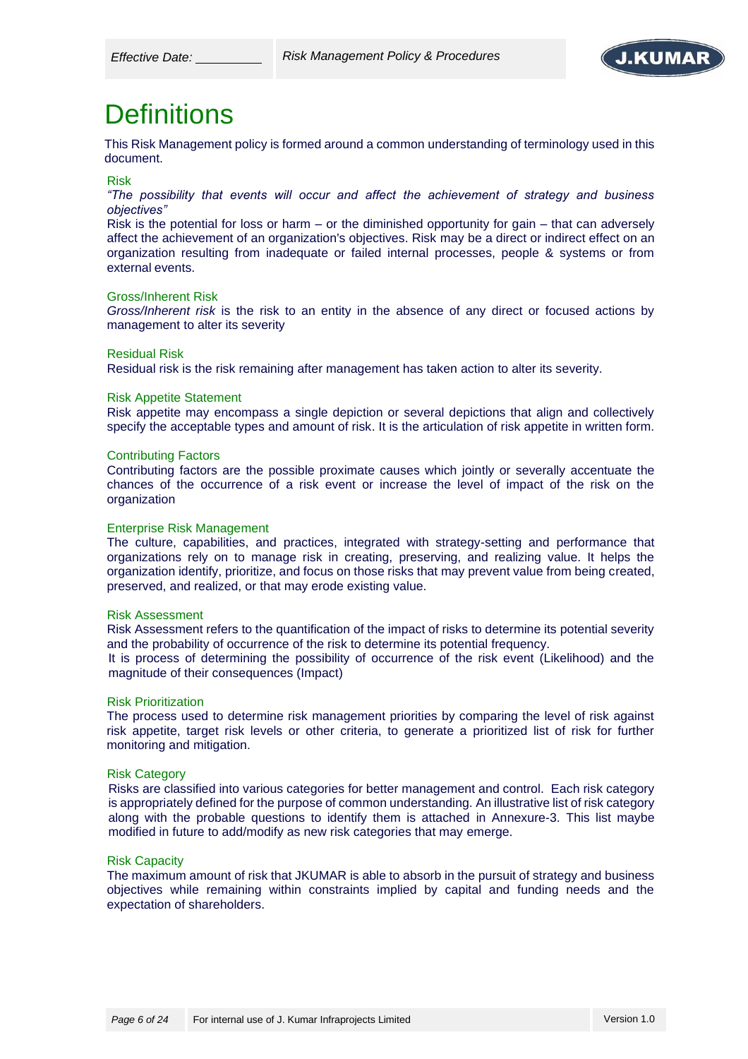# Definitions

This Risk Management policy is formed around a common understanding of terminology used in this document.

## Risk

*"The possibility that events will occur and affect the achievement of strategy and business objectives"*

Risk is the potential for loss or harm – or the diminished opportunity for gain – that can adversely affect the achievement of an organization's objectives. Risk may be a direct or indirect effect on an organization resulting from inadequate or failed internal processes, people & systems or from external events.

## Gross/Inherent Risk

*Gross/Inherent risk* is the risk to an entity in the absence of any direct or focused actions by management to alter its severity

## Residual Risk

Residual risk is the risk remaining after management has taken action to alter its severity.

## Risk Appetite Statement

Risk appetite may encompass a single depiction or several depictions that align and collectively specify the acceptable types and amount of risk. It is the articulation of risk appetite in written form.

## Contributing Factors

Contributing factors are the possible proximate causes which jointly or severally accentuate the chances of the occurrence of a risk event or increase the level of impact of the risk on the organization

## Enterprise Risk Management

The culture, capabilities, and practices, integrated with strategy-setting and performance that organizations rely on to manage risk in creating, preserving, and realizing value. It helps the organization identify, prioritize, and focus on those risks that may prevent value from being created, preserved, and realized, or that may erode existing value.

## Risk Assessment

Risk Assessment refers to the quantification of the impact of risks to determine its potential severity and the probability of occurrence of the risk to determine its potential frequency.

It is process of determining the possibility of occurrence of the risk event (Likelihood) and the magnitude of their consequences (Impact)

## Risk Prioritization

The process used to determine risk management priorities by comparing the level of risk against risk appetite, target risk levels or other criteria, to generate a prioritized list of risk for further monitoring and mitigation.

## Risk Category

Risks are classified into various categories for better management and control. Each risk category is appropriately defined for the purpose of common understanding. An illustrative list of risk category along with the probable questions to identify them is attached in Annexure-3. This list maybe modified in future to add/modify as new risk categories that may emerge.

## Risk Capacity

The maximum amount of risk that JKUMAR is able to absorb in the pursuit of strategy and business objectives while remaining within constraints implied by capital and funding needs and the expectation of shareholders.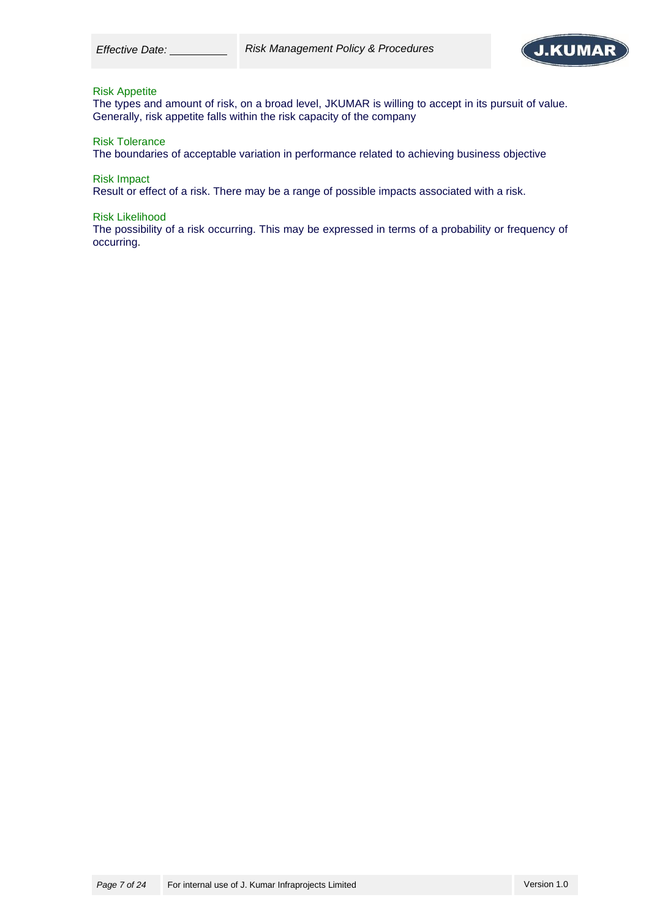### Risk Appetite

The types and amount of risk, on a broad level, JKUMAR is willing to accept in its pursuit of value. Generally, risk appetite falls within the risk capacity of the company

### Risk Tolerance

The boundaries of acceptable variation in performance related to achieving business objective

### Risk Impact

Result or effect of a risk. There may be a range of possible impacts associated with a risk.

### Risk Likelihood

The possibility of a risk occurring. This may be expressed in terms of a probability or frequency of occurring.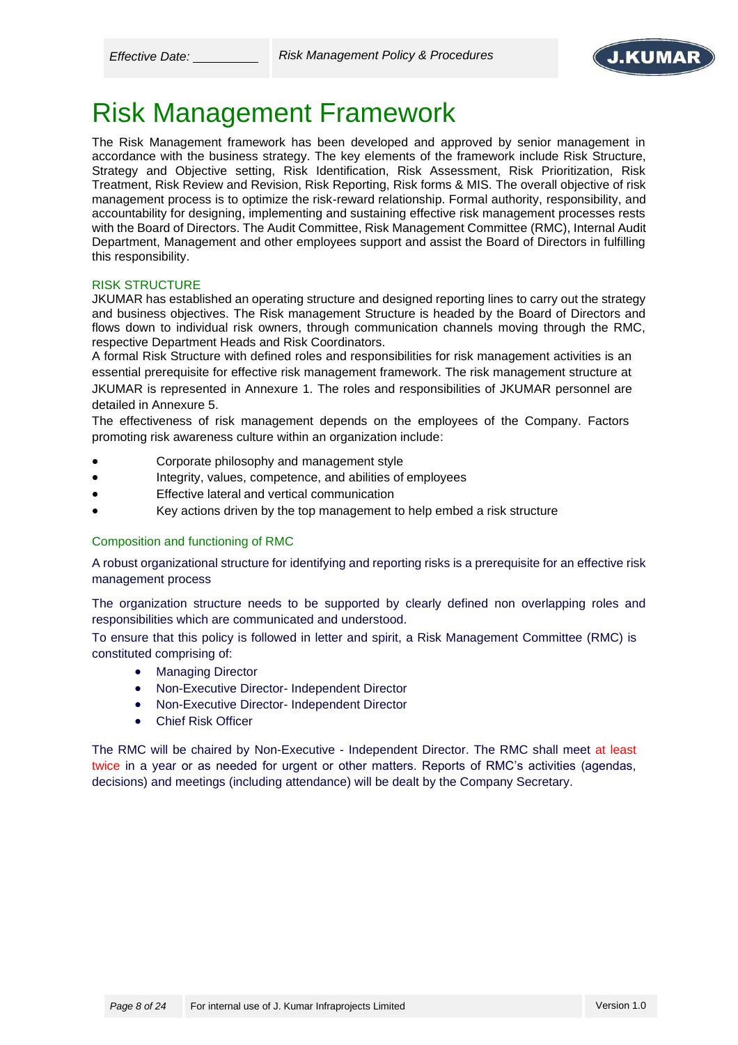# Risk Management Framework

The Risk Management framework has been developed and approved by senior management in accordance with the business strategy. The key elements of the framework include Risk Structure, Strategy and Objective setting, Risk Identification, Risk Assessment, Risk Prioritization, Risk Treatment, Risk Review and Revision, Risk Reporting, Risk forms & MIS. The overall objective of risk management process is to optimize the risk-reward relationship. Formal authority, responsibility, and accountability for designing, implementing and sustaining effective risk management processes rests with the Board of Directors. The Audit Committee, Risk Management Committee (RMC), Internal Audit Department, Management and other employees support and assist the Board of Directors in fulfilling this responsibility.

## RISK STRUCTURE

JKUMAR has established an operating structure and designed reporting lines to carry out the strategy and business objectives. The Risk management Structure is headed by the Board of Directors and flows down to individual risk owners, through communication channels moving through the RMC, respective Department Heads and Risk Coordinators.

A formal Risk Structure with defined roles and responsibilities for risk management activities is an essential prerequisite for effective risk management framework. The risk management structure at JKUMAR is represented in Annexure 1. The roles and responsibilities of JKUMAR personnel are detailed in Annexure 5.

The effectiveness of risk management depends on the employees of the Company. Factors promoting risk awareness culture within an organization include:

- Corporate philosophy and management style
- Integrity, values, competence, and abilities of employees
- Effective lateral and vertical communication
- Key actions driven by the top management to help embed a risk structure

## Composition and functioning of RMC

A robust organizational structure for identifying and reporting risks is a prerequisite for an effective risk management process

The organization structure needs to be supported by clearly defined non overlapping roles and responsibilities which are communicated and understood.

To ensure that this policy is followed in letter and spirit, a Risk Management Committee (RMC) is constituted comprising of:

- Managing Director
- Non-Executive Director- Independent Director
- Non-Executive Director- Independent Director
- Chief Risk Officer

The RMC will be chaired by Non-Executive - Independent Director. The RMC shall meet at least twice in a year or as needed for urgent or other matters. Reports of RMC's activities (agendas, decisions) and meetings (including attendance) will be dealt by the Company Secretary.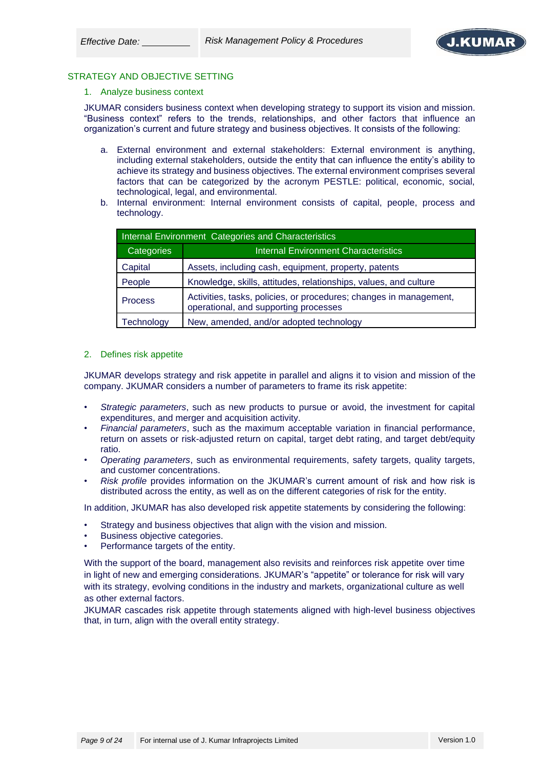## STRATEGY AND OBJECTIVE SETTING

### 1. Analyze business context

JKUMAR considers business context when developing strategy to support its vision and mission. "Business context" refers to the trends, relationships, and other factors that influence an organization's current and future strategy and business objectives. It consists of the following:

a. External environment and external stakeholders: External environment is anything, including external stakeholders, outside the entity that can influence the entity's ability to achieve its strategy and business objectives. The external environment comprises several factors that can be categorized by the acronym PESTLE: political, economic, social, technological, legal, and environmental.

b. Internal environment: Internal environment consists of capital, people, process and technology.

| Internal Environment Categories and Characteristics | |
|---|---|
| **Categories** | **Internal Environment Characteristics** |
| Capital | Assets, including cash, equipment, property, patents |
| People | Knowledge, skills, attitudes, relationships, values, and culture |
| Process | Activities, tasks, policies, or procedures; changes in management, operational, and supporting processes |
| Technology | New, amended, and/or adopted technology |

### 2. Defines risk appetite

JKUMAR develops strategy and risk appetite in parallel and aligns it to vision and mission of the company. JKUMAR considers a number of parameters to frame its risk appetite:

- *Strategic parameters*, such as new products to pursue or avoid, the investment for capital expenditures, and merger and acquisition activity.
- *Financial parameters*, such as the maximum acceptable variation in financial performance, return on assets or risk-adjusted return on capital, target debt rating, and target debt/equity ratio.
- *Operating parameters*, such as environmental requirements, safety targets, quality targets, and customer concentrations.
- *Risk profile* provides information on the JKUMAR's current amount of risk and how risk is distributed across the entity, as well as on the different categories of risk for the entity.

In addition, JKUMAR has also developed risk appetite statements by considering the following:

- Strategy and business objectives that align with the vision and mission.
- Business objective categories.
- Performance targets of the entity.

With the support of the board, management also revisits and reinforces risk appetite over time in light of new and emerging considerations. JKUMAR's "appetite" or tolerance for risk will vary with its strategy, evolving conditions in the industry and markets, organizational culture as well as other external factors.

JKUMAR cascades risk appetite through statements aligned with high-level business objectives that, in turn, align with the overall entity strategy.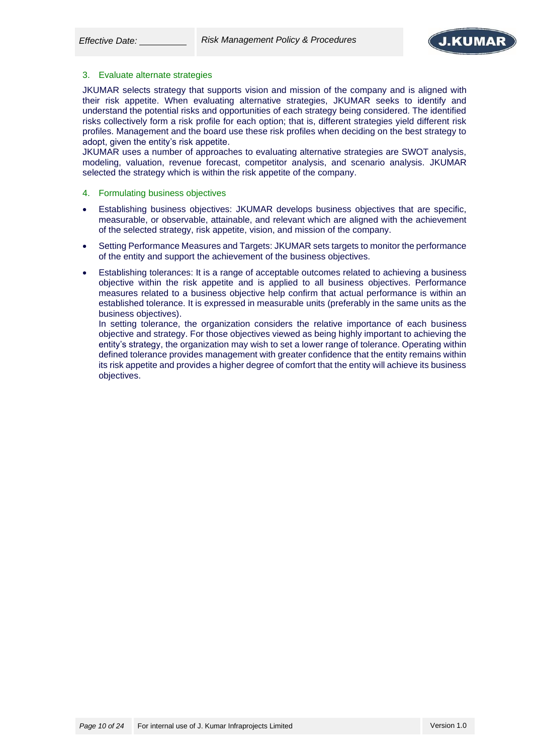### 3. Evaluate alternate strategies

JKUMAR selects strategy that supports vision and mission of the company and is aligned with their risk appetite. When evaluating alternative strategies, JKUMAR seeks to identify and understand the potential risks and opportunities of each strategy being considered. The identified risks collectively form a risk profile for each option; that is, different strategies yield different risk profiles. Management and the board use these risk profiles when deciding on the best strategy to adopt, given the entity's risk appetite.

JKUMAR uses a number of approaches to evaluating alternative strategies are SWOT analysis, modeling, valuation, revenue forecast, competitor analysis, and scenario analysis. JKUMAR selected the strategy which is within the risk appetite of the company.

### 4. Formulating business objectives

- Establishing business objectives: JKUMAR develops business objectives that are specific, measurable, or observable, attainable, and relevant which are aligned with the achievement of the selected strategy, risk appetite, vision, and mission of the company.
- Setting Performance Measures and Targets: JKUMAR sets targets to monitor the performance of the entity and support the achievement of the business objectives.
- Establishing tolerances: It is a range of acceptable outcomes related to achieving a business objective within the risk appetite and is applied to all business objectives. Performance measures related to a business objective help confirm that actual performance is within an established tolerance. It is expressed in measurable units (preferably in the same units as the business objectives).

  In setting tolerance, the organization considers the relative importance of each business objective and strategy. For those objectives viewed as being highly important to achieving the entity's strategy, the organization may wish to set a lower range of tolerance. Operating within defined tolerance provides management with greater confidence that the entity remains within its risk appetite and provides a higher degree of comfort that the entity will achieve its business objectives.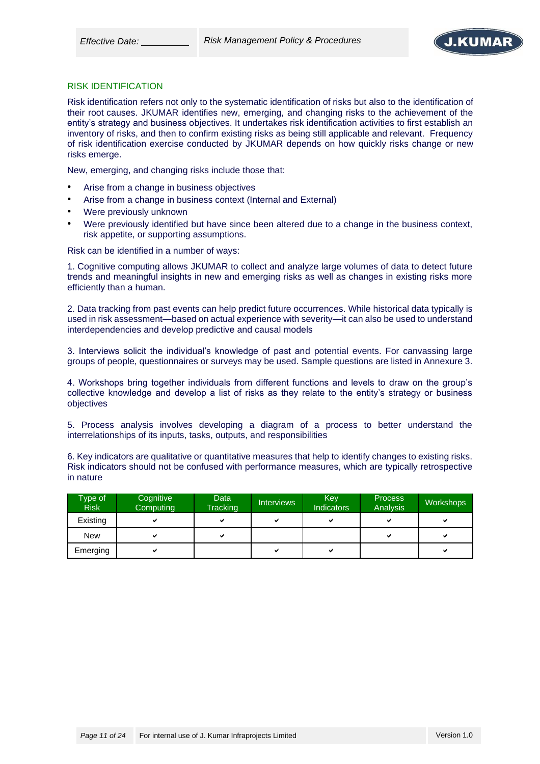## RISK IDENTIFICATION

Risk identification refers not only to the systematic identification of risks but also to the identification of their root causes. JKUMAR identifies new, emerging, and changing risks to the achievement of the entity's strategy and business objectives. It undertakes risk identification activities to first establish an inventory of risks, and then to confirm existing risks as being still applicable and relevant. Frequency of risk identification exercise conducted by JKUMAR depends on how quickly risks change or new risks emerge.

New, emerging, and changing risks include those that:

- Arise from a change in business objectives
- Arise from a change in business context (Internal and External)
- Were previously unknown
- Were previously identified but have since been altered due to a change in the business context, risk appetite, or supporting assumptions.

Risk can be identified in a number of ways:

1. Cognitive computing allows JKUMAR to collect and analyze large volumes of data to detect future trends and meaningful insights in new and emerging risks as well as changes in existing risks more efficiently than a human.

2. Data tracking from past events can help predict future occurrences. While historical data typically is used in risk assessment—based on actual experience with severity—it can also be used to understand interdependencies and develop predictive and causal models

3. Interviews solicit the individual's knowledge of past and potential events. For canvassing large groups of people, questionnaires or surveys may be used. Sample questions are listed in Annexure 3.

4. Workshops bring together individuals from different functions and levels to draw on the group's collective knowledge and develop a list of risks as they relate to the entity's strategy or business objectives

5. Process analysis involves developing a diagram of a process to better understand the interrelationships of its inputs, tasks, outputs, and responsibilities

6. Key indicators are qualitative or quantitative measures that help to identify changes to existing risks. Risk indicators should not be confused with performance measures, which are typically retrospective in nature

| Type of Risk | Cognitive Computing | Data Tracking | Interviews | Key Indicators | Process Analysis | Workshops |
|---|---|---|---|---|---|---|
| Existing | ✔ | ✔ | ✔ | ✔ | ✔ | ✔ |
| New | ✔ | ✔ | | | ✔ | ✔ |
| Emerging | ✔ | | ✔ | ✔ | | ✔ |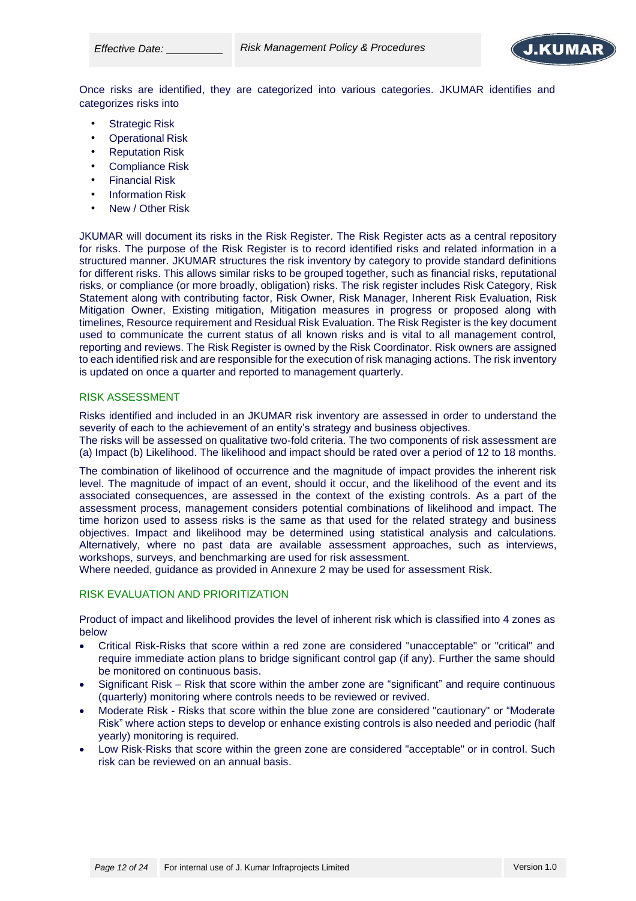Once risks are identified, they are categorized into various categories. JKUMAR identifies and categorizes risks into

- Strategic Risk
- Operational Risk
- Reputation Risk
- Compliance Risk
- Financial Risk
- Information Risk
- New / Other Risk

JKUMAR will document its risks in the Risk Register. The Risk Register acts as a central repository for risks. The purpose of the Risk Register is to record identified risks and related information in a structured manner. JKUMAR structures the risk inventory by category to provide standard definitions for different risks. This allows similar risks to be grouped together, such as financial risks, reputational risks, or compliance (or more broadly, obligation) risks. The risk register includes Risk Category, Risk Statement along with contributing factor, Risk Owner, Risk Manager, Inherent Risk Evaluation, Risk Mitigation Owner, Existing mitigation, Mitigation measures in progress or proposed along with timelines, Resource requirement and Residual Risk Evaluation. The Risk Register is the key document used to communicate the current status of all known risks and is vital to all management control, reporting and reviews. The Risk Register is owned by the Risk Coordinator. Risk owners are assigned to each identified risk and are responsible for the execution of risk managing actions. The risk inventory is updated on once a quarter and reported to management quarterly.

## RISK ASSESSMENT

Risks identified and included in an JKUMAR risk inventory are assessed in order to understand the severity of each to the achievement of an entity's strategy and business objectives.
The risks will be assessed on qualitative two-fold criteria. The two components of risk assessment are (a) Impact (b) Likelihood. The likelihood and impact should be rated over a period of 12 to 18 months.

The combination of likelihood of occurrence and the magnitude of impact provides the inherent risk level. The magnitude of impact of an event, should it occur, and the likelihood of the event and its associated consequences, are assessed in the context of the existing controls. As a part of the assessment process, management considers potential combinations of likelihood and impact. The time horizon used to assess risks is the same as that used for the related strategy and business objectives. Impact and likelihood may be determined using statistical analysis and calculations. Alternatively, where no past data are available assessment approaches, such as interviews, workshops, surveys, and benchmarking are used for risk assessment.
Where needed, guidance as provided in Annexure 2 may be used for assessment Risk.

## RISK EVALUATION AND PRIORITIZATION

Product of impact and likelihood provides the level of inherent risk which is classified into 4 zones as below

- Critical Risk-Risks that score within a red zone are considered "unacceptable" or "critical" and require immediate action plans to bridge significant control gap (if any). Further the same should be monitored on continuous basis.
- Significant Risk – Risk that score within the amber zone are "significant" and require continuous (quarterly) monitoring where controls needs to be reviewed or revived.
- Moderate Risk - Risks that score within the blue zone are considered "cautionary" or "Moderate Risk" where action steps to develop or enhance existing controls is also needed and periodic (half yearly) monitoring is required.
- Low Risk-Risks that score within the green zone are considered "acceptable" or in control. Such risk can be reviewed on an annual basis.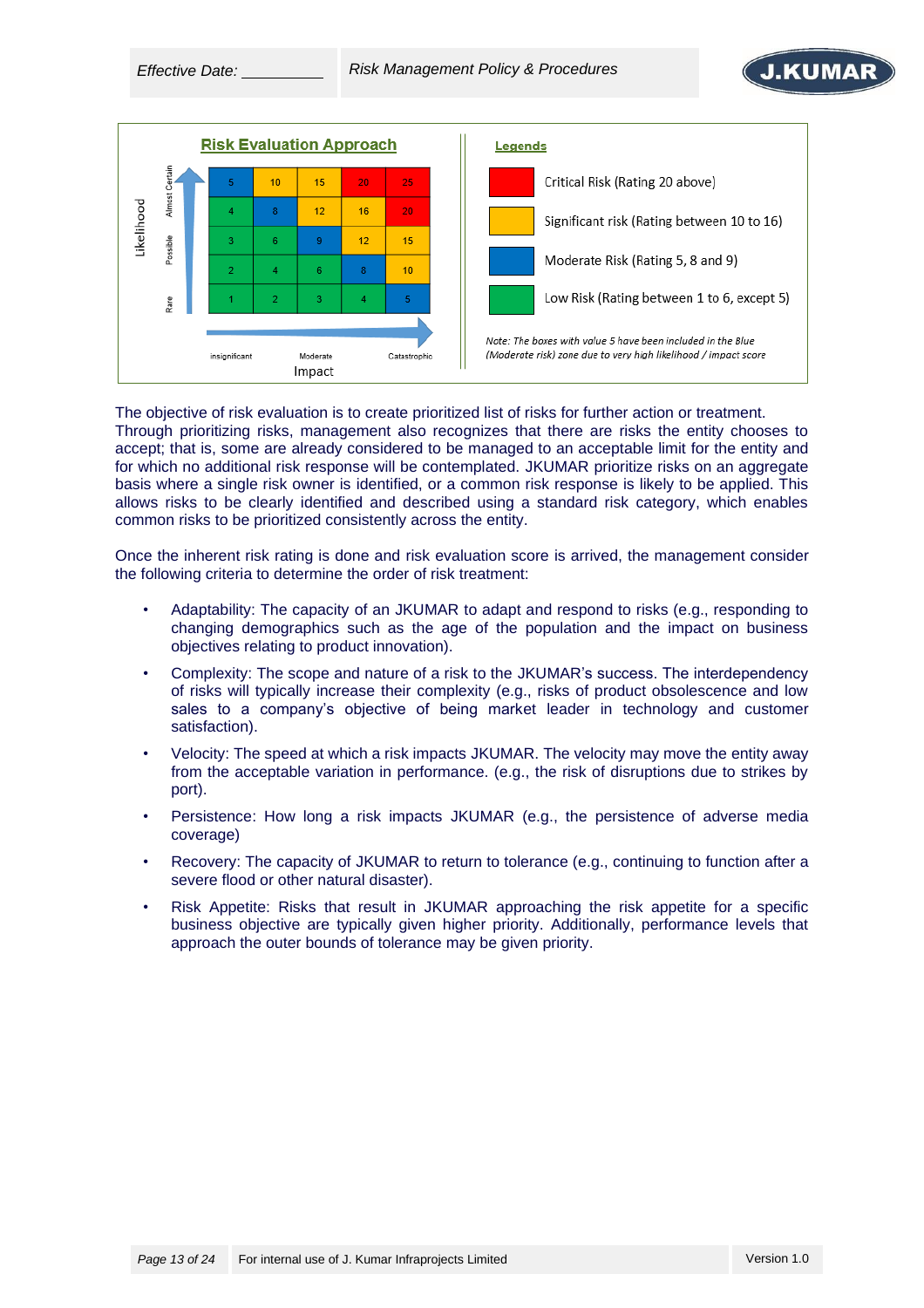## Risk Evaluation Approach

| Likelihood \ Impact | Insignificant | | Moderate | | Catastrophic |
|---|---|---|---|---|---|
| Almost Certain | 5 | 10 | 15 | 20 | 25 |
| | 4 | 8 | 12 | 16 | 20 |
| Possible | 3 | 6 | 9 | 12 | 15 |
| | 2 | 4 | 6 | 8 | 10 |
| Rare | 1 | 2 | 3 | 4 | 5 |

**Legends**

- Critical Risk (Rating 20 above)
- Significant risk (Rating between 10 to 16)
- Moderate Risk (Rating 5, 8 and 9)
- Low Risk (Rating between 1 to 6, except 5)

*Note: The boxes with value 5 have been included in the Blue (Moderate risk) zone due to very high likelihood / impact score*

The objective of risk evaluation is to create prioritized list of risks for further action or treatment. Through prioritizing risks, management also recognizes that there are risks the entity chooses to accept; that is, some are already considered to be managed to an acceptable limit for the entity and for which no additional risk response will be contemplated. JKUMAR prioritize risks on an aggregate basis where a single risk owner is identified, or a common risk response is likely to be applied. This allows risks to be clearly identified and described using a standard risk category, which enables common risks to be prioritized consistently across the entity.

Once the inherent risk rating is done and risk evaluation score is arrived, the management consider the following criteria to determine the order of risk treatment:

- Adaptability: The capacity of an JKUMAR to adapt and respond to risks (e.g., responding to changing demographics such as the age of the population and the impact on business objectives relating to product innovation).
- Complexity: The scope and nature of a risk to the JKUMAR's success. The interdependency of risks will typically increase their complexity (e.g., risks of product obsolescence and low sales to a company's objective of being market leader in technology and customer satisfaction).
- Velocity: The speed at which a risk impacts JKUMAR. The velocity may move the entity away from the acceptable variation in performance. (e.g., the risk of disruptions due to strikes by port).
- Persistence: How long a risk impacts JKUMAR (e.g., the persistence of adverse media coverage)
- Recovery: The capacity of JKUMAR to return to tolerance (e.g., continuing to function after a severe flood or other natural disaster).
- Risk Appetite: Risks that result in JKUMAR approaching the risk appetite for a specific business objective are typically given higher priority. Additionally, performance levels that approach the outer bounds of tolerance may be given priority.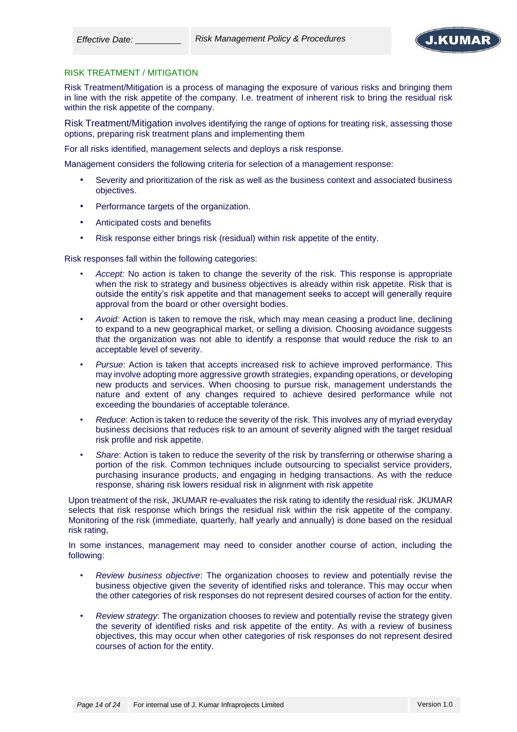## RISK TREATMENT / MITIGATION

Risk Treatment/Mitigation is a process of managing the exposure of various risks and bringing them in line with the risk appetite of the company. I.e. treatment of inherent risk to bring the residual risk within the risk appetite of the company.

Risk Treatment/Mitigation involves identifying the range of options for treating risk, assessing those options, preparing risk treatment plans and implementing them

For all risks identified, management selects and deploys a risk response.

Management considers the following criteria for selection of a management response:

- Severity and prioritization of the risk as well as the business context and associated business objectives.
- Performance targets of the organization.
- Anticipated costs and benefits
- Risk response either brings risk (residual) within risk appetite of the entity.

Risk responses fall within the following categories:

- *Accept:* No action is taken to change the severity of the risk. This response is appropriate when the risk to strategy and business objectives is already within risk appetite. Risk that is outside the entity's risk appetite and that management seeks to accept will generally require approval from the board or other oversight bodies.
- *Avoid:* Action is taken to remove the risk, which may mean ceasing a product line, declining to expand to a new geographical market, or selling a division. Choosing avoidance suggests that the organization was not able to identify a response that would reduce the risk to an acceptable level of severity.
- *Pursue*: Action is taken that accepts increased risk to achieve improved performance. This may involve adopting more aggressive growth strategies, expanding operations, or developing new products and services. When choosing to pursue risk, management understands the nature and extent of any changes required to achieve desired performance while not exceeding the boundaries of acceptable tolerance.
- *Reduce*: Action is taken to reduce the severity of the risk. This involves any of myriad everyday business decisions that reduces risk to an amount of severity aligned with the target residual risk profile and risk appetite.
- *Share*: Action is taken to reduce the severity of the risk by transferring or otherwise sharing a portion of the risk. Common techniques include outsourcing to specialist service providers, purchasing insurance products, and engaging in hedging transactions. As with the reduce response, sharing risk lowers residual risk in alignment with risk appetite

Upon treatment of the risk, JKUMAR re-evaluates the risk rating to identify the residual risk. JKUMAR selects that risk response which brings the residual risk within the risk appetite of the company. Monitoring of the risk (immediate, quarterly, half yearly and annually) is done based on the residual risk rating,

In some instances, management may need to consider another course of action, including the following:

- *Review business objective*: The organization chooses to review and potentially revise the business objective given the severity of identified risks and tolerance. This may occur when the other categories of risk responses do not represent desired courses of action for the entity.
- *Review strategy*: The organization chooses to review and potentially revise the strategy given the severity of identified risks and risk appetite of the entity. As with a review of business objectives, this may occur when other categories of risk responses do not represent desired courses of action for the entity.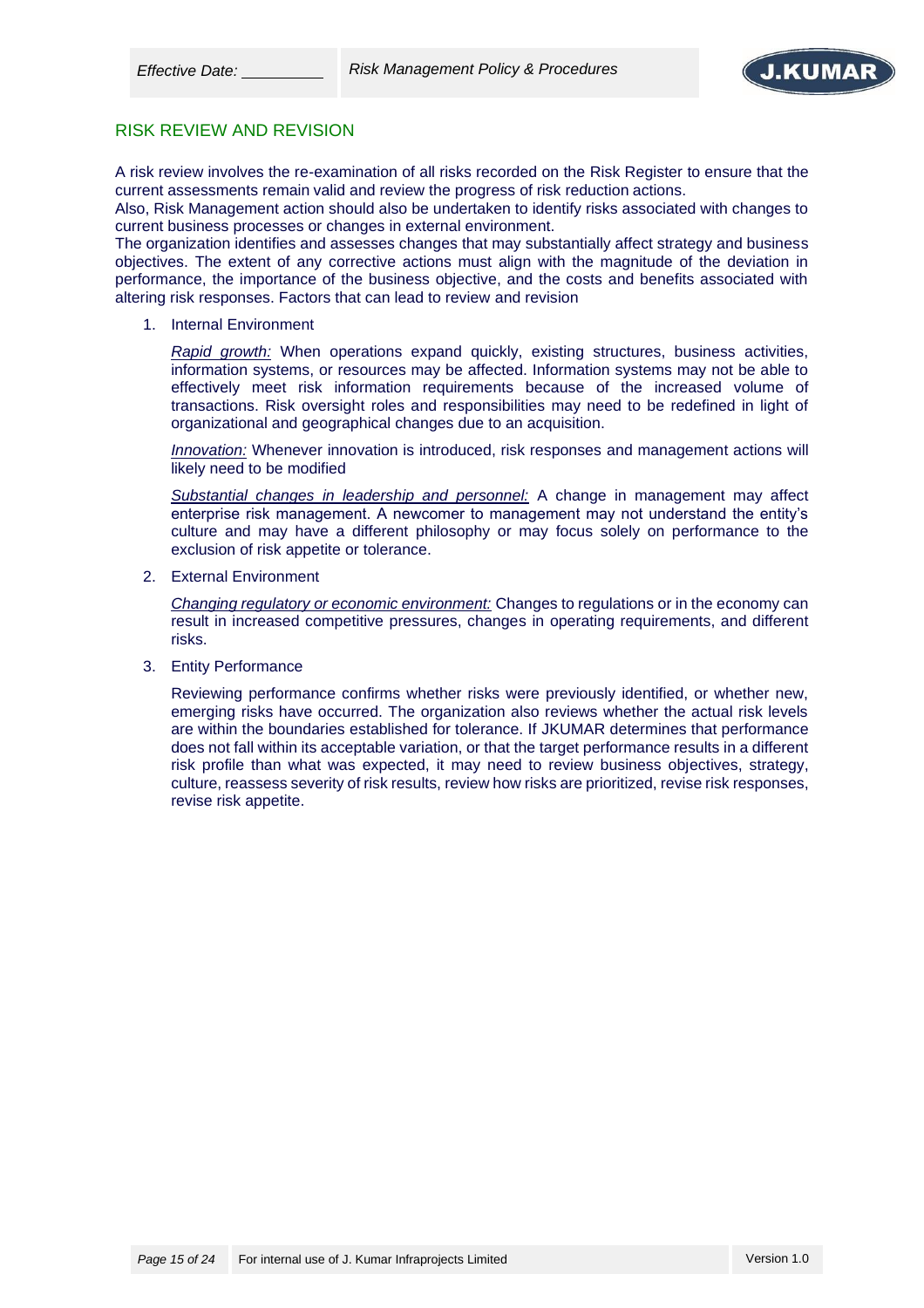## RISK REVIEW AND REVISION

A risk review involves the re-examination of all risks recorded on the Risk Register to ensure that the current assessments remain valid and review the progress of risk reduction actions.
Also, Risk Management action should also be undertaken to identify risks associated with changes to current business processes or changes in external environment.
The organization identifies and assesses changes that may substantially affect strategy and business objectives. The extent of any corrective actions must align with the magnitude of the deviation in performance, the importance of the business objective, and the costs and benefits associated with altering risk responses. Factors that can lead to review and revision

1. Internal Environment

   *Rapid growth:* When operations expand quickly, existing structures, business activities, information systems, or resources may be affected. Information systems may not be able to effectively meet risk information requirements because of the increased volume of transactions. Risk oversight roles and responsibilities may need to be redefined in light of organizational and geographical changes due to an acquisition.

   *Innovation:* Whenever innovation is introduced, risk responses and management actions will likely need to be modified

   *Substantial changes in leadership and personnel:* A change in management may affect enterprise risk management. A newcomer to management may not understand the entity's culture and may have a different philosophy or may focus solely on performance to the exclusion of risk appetite or tolerance.

2. External Environment

   *Changing regulatory or economic environment:* Changes to regulations or in the economy can result in increased competitive pressures, changes in operating requirements, and different risks.

3. Entity Performance

   Reviewing performance confirms whether risks were previously identified, or whether new, emerging risks have occurred. The organization also reviews whether the actual risk levels are within the boundaries established for tolerance. If JKUMAR determines that performance does not fall within its acceptable variation, or that the target performance results in a different risk profile than what was expected, it may need to review business objectives, strategy, culture, reassess severity of risk results, review how risks are prioritized, revise risk responses, revise risk appetite.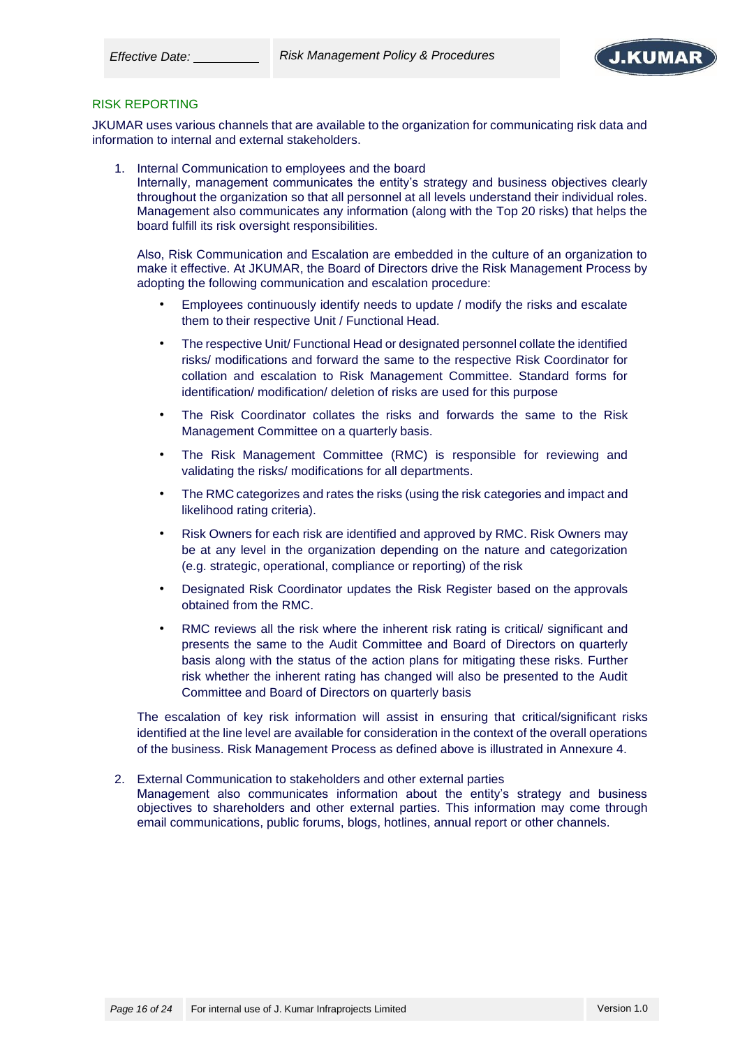## RISK REPORTING

JKUMAR uses various channels that are available to the organization for communicating risk data and information to internal and external stakeholders.

1. Internal Communication to employees and the board
   Internally, management communicates the entity's strategy and business objectives clearly throughout the organization so that all personnel at all levels understand their individual roles. Management also communicates any information (along with the Top 20 risks) that helps the board fulfill its risk oversight responsibilities.

   Also, Risk Communication and Escalation are embedded in the culture of an organization to make it effective. At JKUMAR, the Board of Directors drive the Risk Management Process by adopting the following communication and escalation procedure:

   - Employees continuously identify needs to update / modify the risks and escalate them to their respective Unit / Functional Head.
   - The respective Unit/ Functional Head or designated personnel collate the identified risks/ modifications and forward the same to the respective Risk Coordinator for collation and escalation to Risk Management Committee. Standard forms for identification/ modification/ deletion of risks are used for this purpose
   - The Risk Coordinator collates the risks and forwards the same to the Risk Management Committee on a quarterly basis.
   - The Risk Management Committee (RMC) is responsible for reviewing and validating the risks/ modifications for all departments.
   - The RMC categorizes and rates the risks (using the risk categories and impact and likelihood rating criteria).
   - Risk Owners for each risk are identified and approved by RMC. Risk Owners may be at any level in the organization depending on the nature and categorization (e.g. strategic, operational, compliance or reporting) of the risk
   - Designated Risk Coordinator updates the Risk Register based on the approvals obtained from the RMC.
   - RMC reviews all the risk where the inherent risk rating is critical/ significant and presents the same to the Audit Committee and Board of Directors on quarterly basis along with the status of the action plans for mitigating these risks. Further risk whether the inherent rating has changed will also be presented to the Audit Committee and Board of Directors on quarterly basis

   The escalation of key risk information will assist in ensuring that critical/significant risks identified at the line level are available for consideration in the context of the overall operations of the business. Risk Management Process as defined above is illustrated in Annexure 4.

2. External Communication to stakeholders and other external parties
   Management also communicates information about the entity's strategy and business objectives to shareholders and other external parties. This information may come through email communications, public forums, blogs, hotlines, annual report or other channels.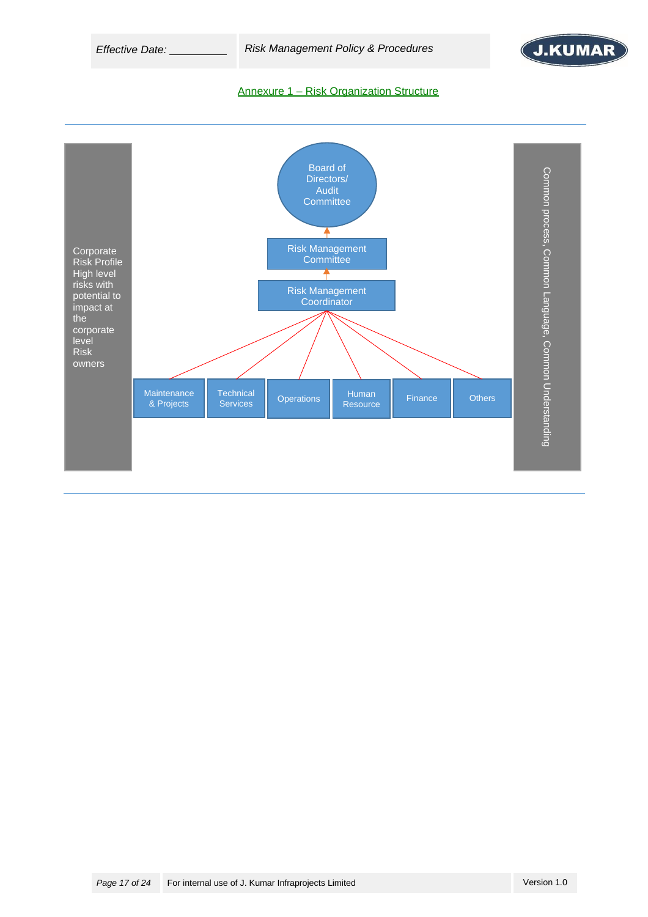## Annexure 1 – Risk Organization Structure

Corporate Risk Profile High level risks with potential to impact at the corporate level Risk owners

Board of Directors/ Audit Committee

Risk Management Committee

Risk Management Coordinator

Maintenance & Projects

Technical Services

Operations

Human Resource

Finance

Others

Common process, Common Language, Common Understanding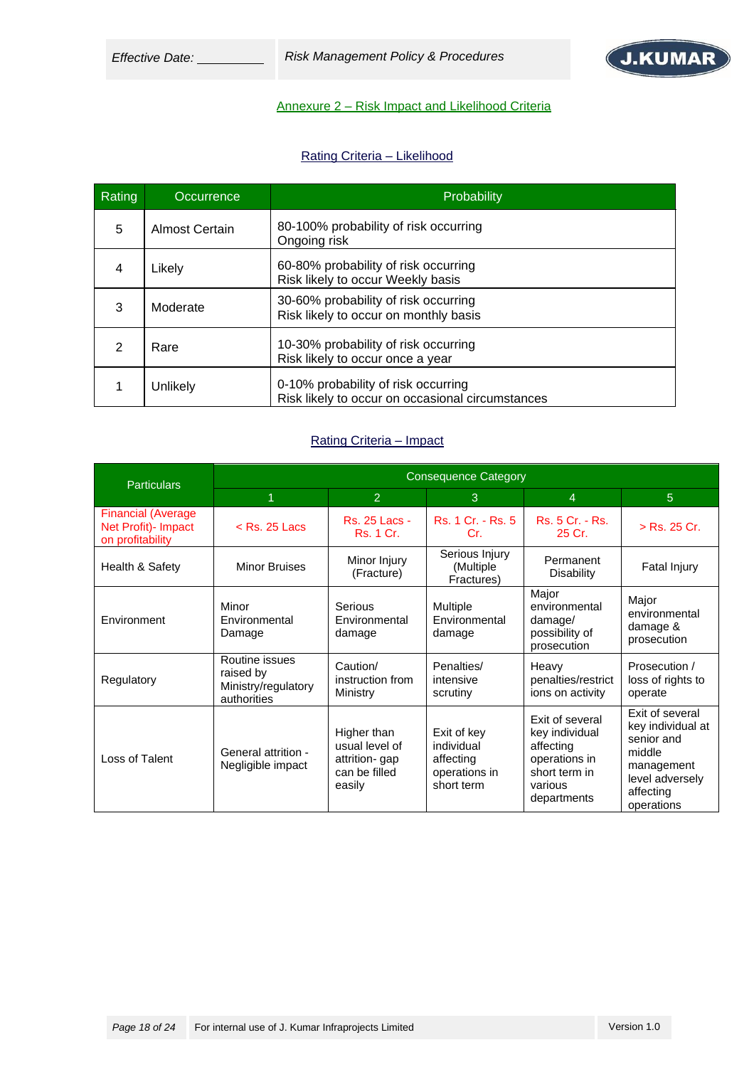## Annexure 2 – Risk Impact and Likelihood Criteria

### Rating Criteria – Likelihood

| Rating | Occurrence | Probability |
|---|---|---|
| 5 | Almost Certain | 80-100% probability of risk occurring<br>Ongoing risk |
| 4 | Likely | 60-80% probability of risk occurring<br>Risk likely to occur Weekly basis |
| 3 | Moderate | 30-60% probability of risk occurring<br>Risk likely to occur on monthly basis |
| 2 | Rare | 10-30% probability of risk occurring<br>Risk likely to occur once a year |
| 1 | Unlikely | 0-10% probability of risk occurring<br>Risk likely to occur on occasional circumstances |

### Rating Criteria – Impact

| Particulars | Consequence Category | | | | |
|---|---|---|---|---|---|
| | 1 | 2 | 3 | 4 | 5 |
| Financial (Average Net Profit)- Impact on profitability | < Rs. 25 Lacs | Rs. 25 Lacs - Rs. 1 Cr. | Rs. 1 Cr. - Rs. 5 Cr. | Rs. 5 Cr. - Rs. 25 Cr. | > Rs. 25 Cr. |
| Health & Safety | Minor Bruises | Minor Injury (Fracture) | Serious Injury (Multiple Fractures) | Permanent Disability | Fatal Injury |
| Environment | Minor Environmental Damage | Serious Environmental damage | Multiple Environmental damage | Major environmental damage/ possibility of prosecution | Major environmental damage & prosecution |
| Regulatory | Routine issues raised by Ministry/regulatory authorities | Caution/ instruction from Ministry | Penalties/ intensive scrutiny | Heavy penalties/restrictions on activity | Prosecution / loss of rights to operate |
| Loss of Talent | General attrition - Negligible impact | Higher than usual level of attrition- gap can be filled easily | Exit of key individual affecting operations in short term | Exit of several key individual affecting operations in short term in various departments | Exit of several key individual at senior and middle management level adversely affecting operations |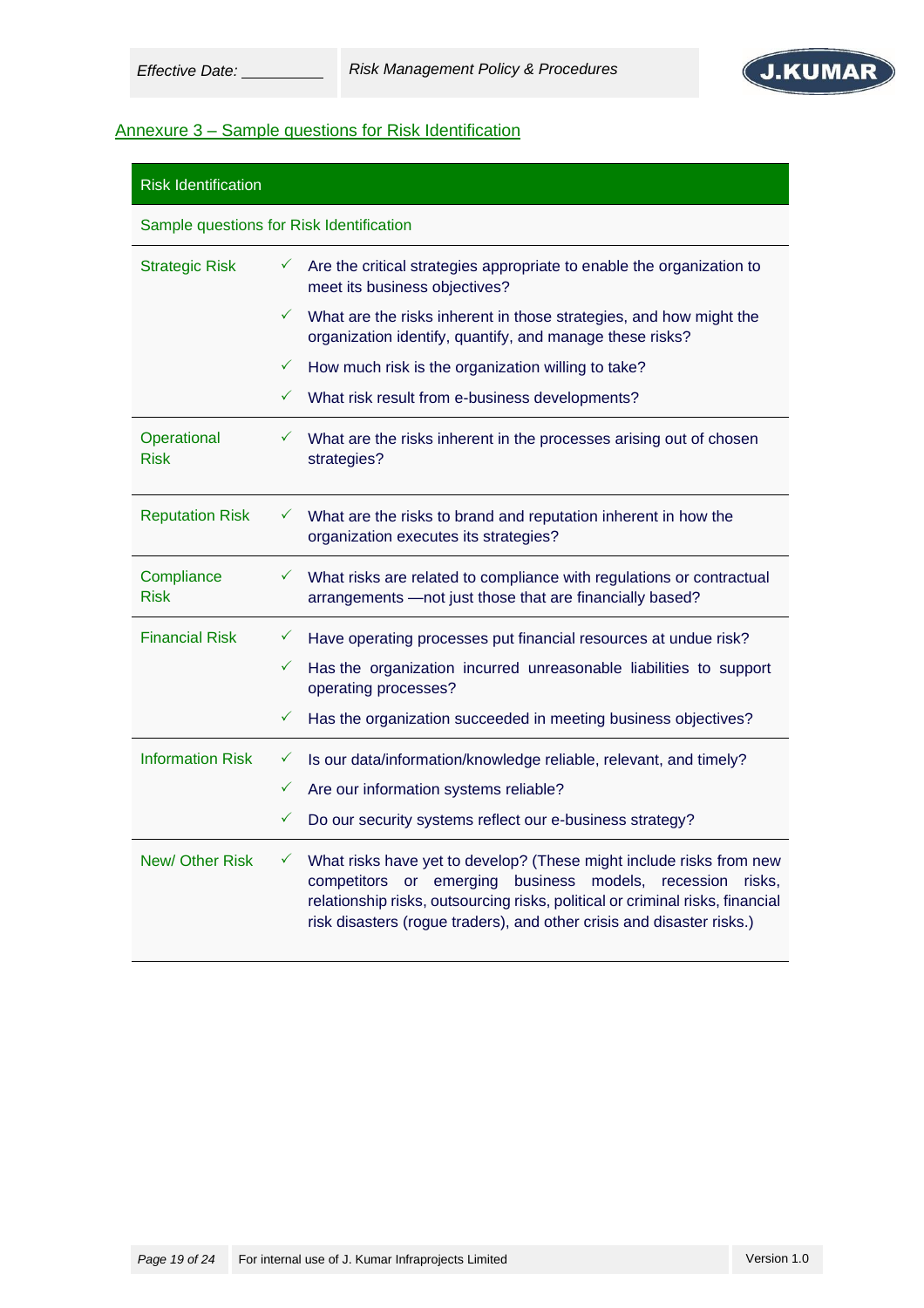## Annexure 3 – Sample questions for Risk Identification

| Risk Identification | |
|---|---|
| Sample questions for Risk Identification | |
| Strategic Risk | ✓ Are the critical strategies appropriate to enable the organization to meet its business objectives?<br>✓ What are the risks inherent in those strategies, and how might the organization identify, quantify, and manage these risks?<br>✓ How much risk is the organization willing to take?<br>✓ What risk result from e-business developments? |
| Operational Risk | ✓ What are the risks inherent in the processes arising out of chosen strategies? |
| Reputation Risk | ✓ What are the risks to brand and reputation inherent in how the organization executes its strategies? |
| Compliance Risk | ✓ What risks are related to compliance with regulations or contractual arrangements —not just those that are financially based? |
| Financial Risk | ✓ Have operating processes put financial resources at undue risk?<br>✓ Has the organization incurred unreasonable liabilities to support operating processes?<br>✓ Has the organization succeeded in meeting business objectives? |
| Information Risk | ✓ Is our data/information/knowledge reliable, relevant, and timely?<br>✓ Are our information systems reliable?<br>✓ Do our security systems reflect our e-business strategy? |
| New/ Other Risk | ✓ What risks have yet to develop? (These might include risks from new competitors or emerging business models, recession risks, relationship risks, outsourcing risks, political or criminal risks, financial risk disasters (rogue traders), and other crisis and disaster risks.) |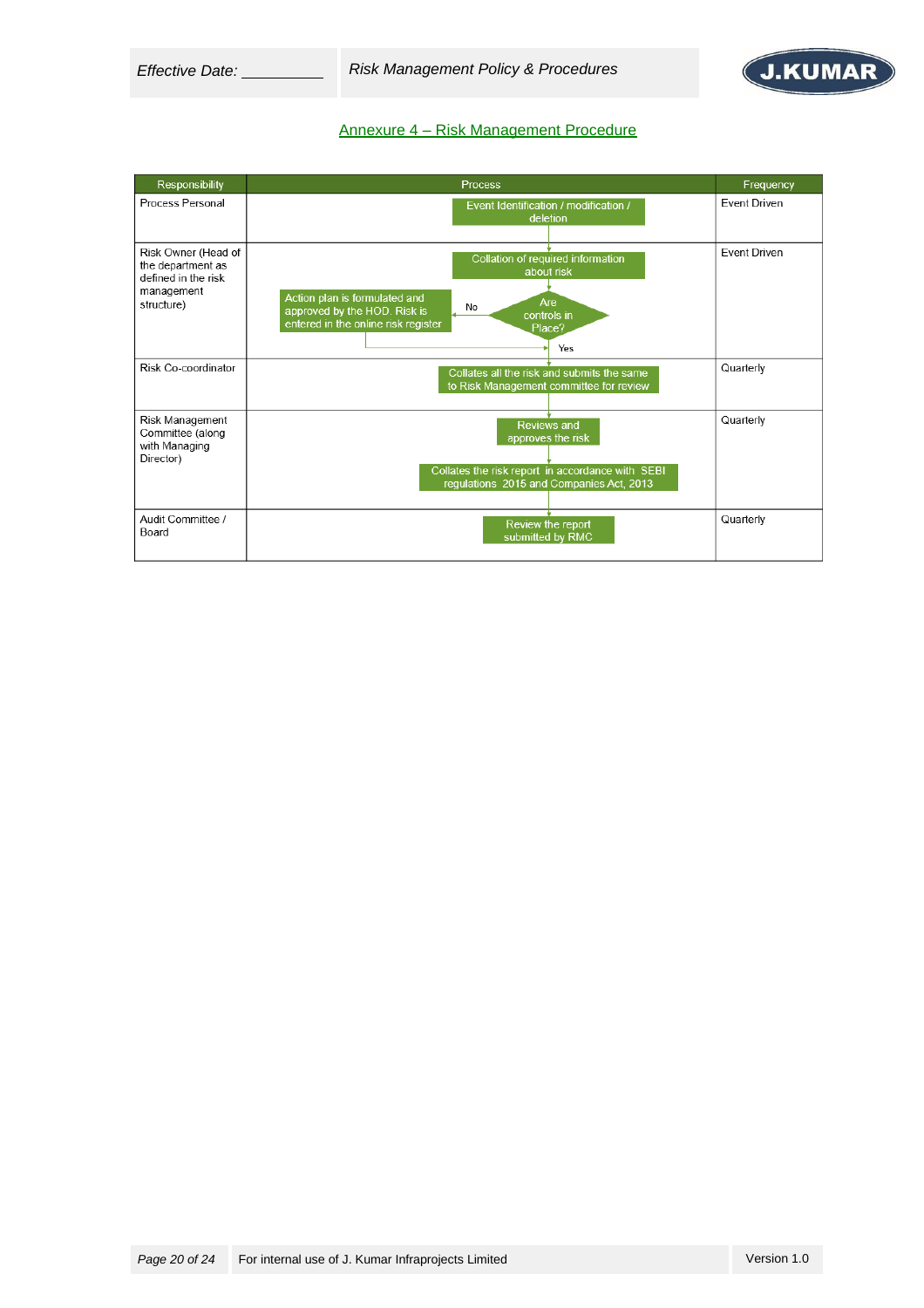## Annexure 4 – Risk Management Procedure

| Responsibility | Process | Frequency |
|---|---|---|
| Process Personal | Event Identification / modification / deletion | Event Driven |
| Risk Owner (Head of the department as defined in the risk management structure) | Collation of required information about risk → Are controls in Place? No → Action plan is formulated and approved by the HOD. Risk is entered in the online risk register; Yes → next step | Event Driven |
| Risk Co-coordinator | Collates all the risk and submits the same to Risk Management committee for review | Quarterly |
| Risk Management Committee (along with Managing Director) | Reviews and approves the risk → Collates the risk report in accordance with SEBI regulations 2015 and Companies Act, 2013 | Quarterly |
| Audit Committee / Board | Review the report submitted by RMC | Quarterly |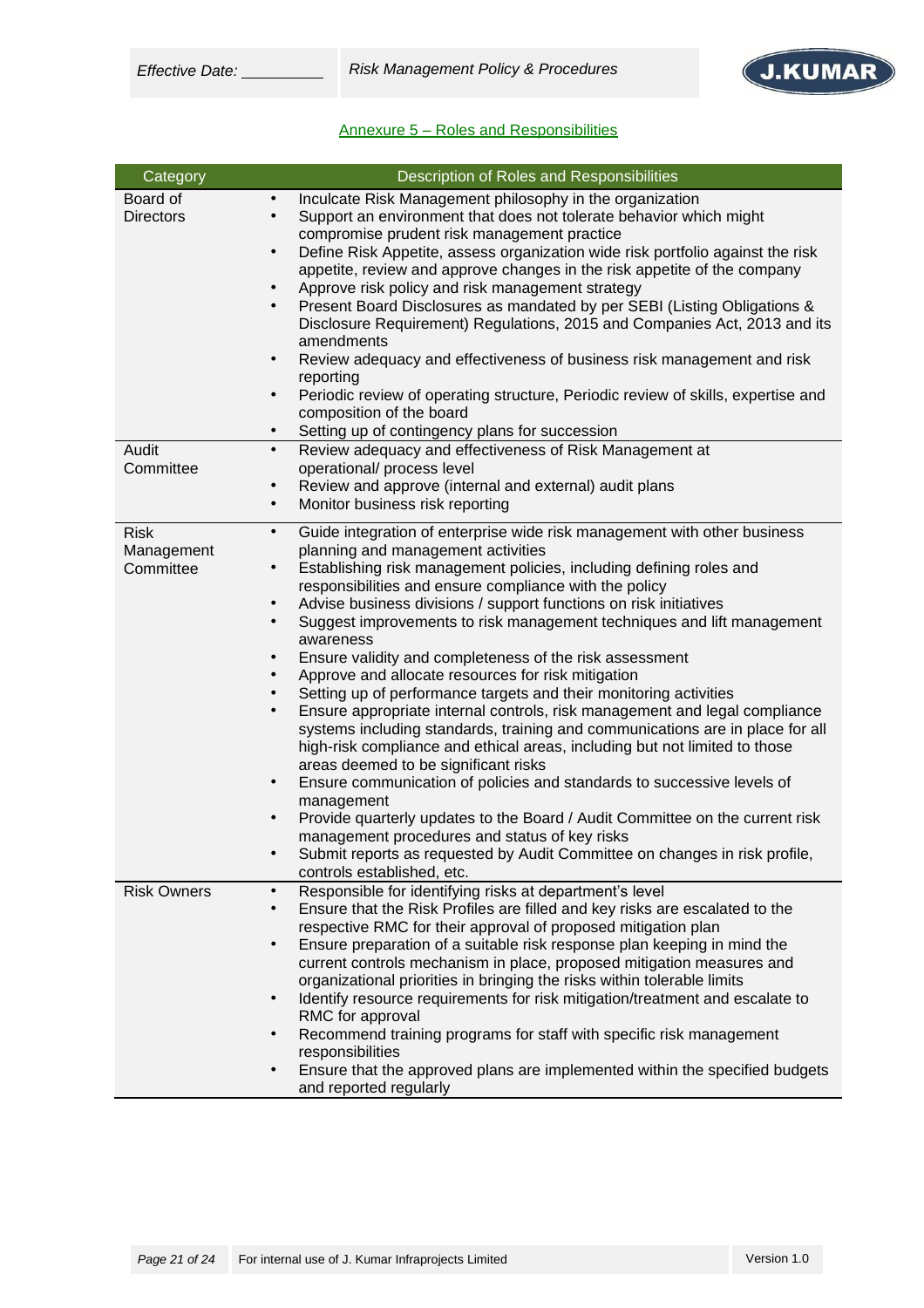## Annexure 5 – Roles and Responsibilities

| Category | Description of Roles and Responsibilities |
|---|---|
| Board of Directors | • Inculcate Risk Management philosophy in the organization<br>• Support an environment that does not tolerate behavior which might compromise prudent risk management practice<br>• Define Risk Appetite, assess organization wide risk portfolio against the risk appetite, review and approve changes in the risk appetite of the company<br>• Approve risk policy and risk management strategy<br>• Present Board Disclosures as mandated by per SEBI (Listing Obligations & Disclosure Requirement) Regulations, 2015 and Companies Act, 2013 and its amendments<br>• Review adequacy and effectiveness of business risk management and risk reporting<br>• Periodic review of operating structure, Periodic review of skills, expertise and composition of the board<br>• Setting up of contingency plans for succession |
| Audit Committee | • Review adequacy and effectiveness of Risk Management at operational/ process level<br>• Review and approve (internal and external) audit plans<br>• Monitor business risk reporting |
| Risk Management Committee | • Guide integration of enterprise wide risk management with other business planning and management activities<br>• Establishing risk management policies, including defining roles and responsibilities and ensure compliance with the policy<br>• Advise business divisions / support functions on risk initiatives<br>• Suggest improvements to risk management techniques and lift management awareness<br>• Ensure validity and completeness of the risk assessment<br>• Approve and allocate resources for risk mitigation<br>• Setting up of performance targets and their monitoring activities<br>• Ensure appropriate internal controls, risk management and legal compliance systems including standards, training and communications are in place for all high-risk compliance and ethical areas, including but not limited to those areas deemed to be significant risks<br>• Ensure communication of policies and standards to successive levels of management<br>• Provide quarterly updates to the Board / Audit Committee on the current risk management procedures and status of key risks<br>• Submit reports as requested by Audit Committee on changes in risk profile, controls established, etc. |
| Risk Owners | • Responsible for identifying risks at department's level<br>• Ensure that the Risk Profiles are filled and key risks are escalated to the respective RMC for their approval of proposed mitigation plan<br>• Ensure preparation of a suitable risk response plan keeping in mind the current controls mechanism in place, proposed mitigation measures and organizational priorities in bringing the risks within tolerable limits<br>• Identify resource requirements for risk mitigation/treatment and escalate to RMC for approval<br>• Recommend training programs for staff with specific risk management responsibilities<br>• Ensure that the approved plans are implemented within the specified budgets and reported regularly |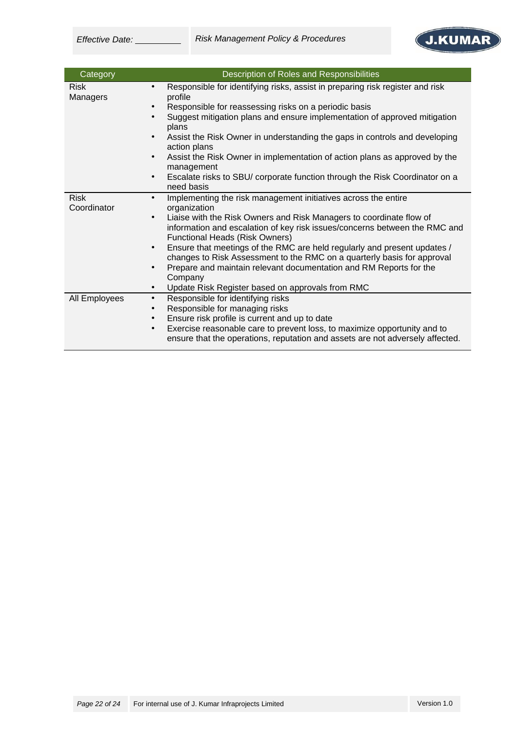| Category | Description of Roles and Responsibilities |
| --- | --- |
| Risk Managers | • Responsible for identifying risks, assist in preparing risk register and risk profile<br>• Responsible for reassessing risks on a periodic basis<br>• Suggest mitigation plans and ensure implementation of approved mitigation plans<br>• Assist the Risk Owner in understanding the gaps in controls and developing action plans<br>• Assist the Risk Owner in implementation of action plans as approved by the management<br>• Escalate risks to SBU/ corporate function through the Risk Coordinator on a need basis |
| Risk Coordinator | • Implementing the risk management initiatives across the entire organization<br>• Liaise with the Risk Owners and Risk Managers to coordinate flow of information and escalation of key risk issues/concerns between the RMC and Functional Heads (Risk Owners)<br>• Ensure that meetings of the RMC are held regularly and present updates / changes to Risk Assessment to the RMC on a quarterly basis for approval<br>• Prepare and maintain relevant documentation and RM Reports for the Company<br>• Update Risk Register based on approvals from RMC |
| All Employees | • Responsible for identifying risks<br>• Responsible for managing risks<br>• Ensure risk profile is current and up to date<br>• Exercise reasonable care to prevent loss, to maximize opportunity and to ensure that the operations, reputation and assets are not adversely affected. |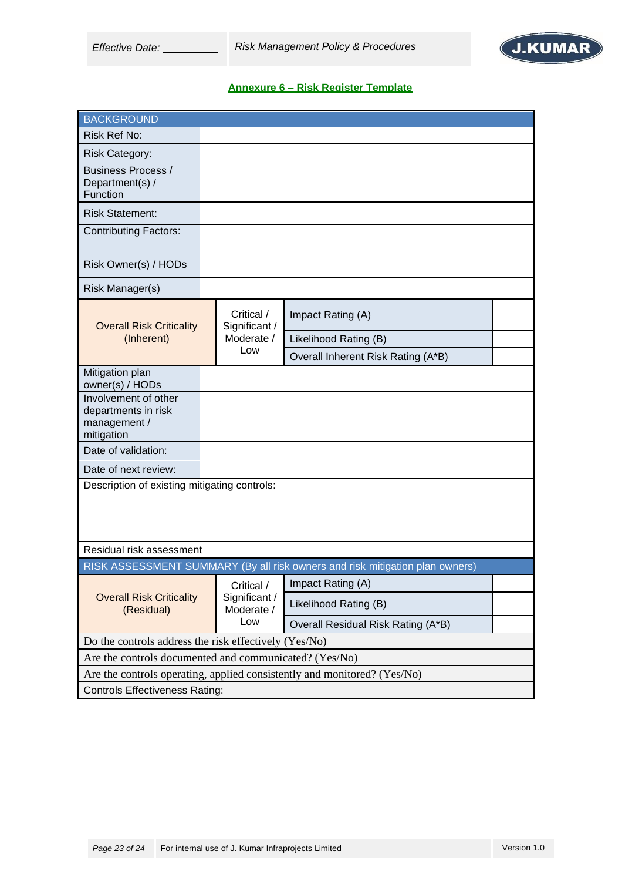## Annexure 6 – Risk Register Template

| BACKGROUND | | | |
|---|---|---|---|
| Risk Ref No: | | | |
| Risk Category: | | | |
| Business Process / Department(s) / Function | | | |
| Risk Statement: | | | |
| Contributing Factors: | | | |
| Risk Owner(s) / HODs | | | |
| Risk Manager(s) | | | |
| Overall Risk Criticality (Inherent) | Critical / Significant / Moderate / Low | Impact Rating (A) | |
| | | Likelihood Rating (B) | |
| | | Overall Inherent Risk Rating (A*B) | |
| Mitigation plan owner(s) / HODs | | | |
| Involvement of other departments in risk management / mitigation | | | |
| Date of validation: | | | |
| Date of next review: | | | |
| Description of existing mitigating controls: | | | |
| Residual risk assessment | | | |
| RISK ASSESSMENT SUMMARY (By all risk owners and risk mitigation plan owners) | | | |
| Overall Risk Criticality (Residual) | Critical / Significant / Moderate / Low | Impact Rating (A) | |
| | | Likelihood Rating (B) | |
| | | Overall Residual Risk Rating (A*B) | |
| Do the controls address the risk effectively (Yes/No) | | | |
| Are the controls documented and communicated? (Yes/No) | | | |
| Are the controls operating, applied consistently and monitored? (Yes/No) | | | |
| Controls Effectiveness Rating: | | | |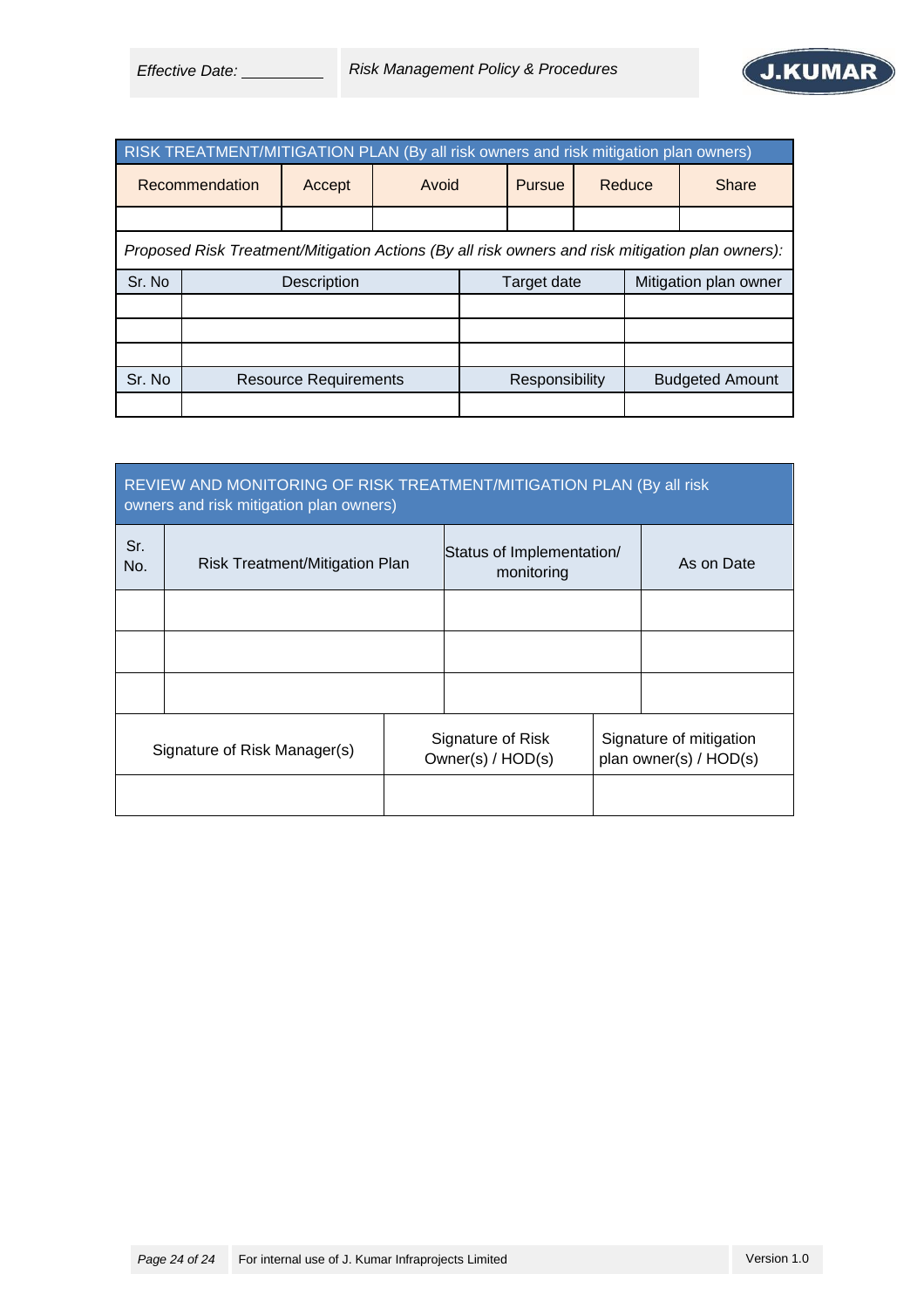| RISK TREATMENT/MITIGATION PLAN (By all risk owners and risk mitigation plan owners) | | | | | |
|---|---|---|---|---|---|
| Recommendation | Accept | Avoid | Pursue | Reduce | Share |
| | | | | | |

*Proposed Risk Treatment/Mitigation Actions (By all risk owners and risk mitigation plan owners):*

| Sr. No | Description | Target date | Mitigation plan owner |
|---|---|---|---|
| | | | |
| | | | |
| | | | |
| **Sr. No** | **Resource Requirements** | **Responsibility** | **Budgeted Amount** |
| | | | |

| REVIEW AND MONITORING OF RISK TREATMENT/MITIGATION PLAN (By all risk owners and risk mitigation plan owners) | | | |
|---|---|---|---|
| Sr. No. | Risk Treatment/Mitigation Plan | Status of Implementation/ monitoring | As on Date |
| | | | |
| | | | |
| | | | |

| Signature of Risk Manager(s) | Signature of Risk Owner(s) / HOD(s) | Signature of mitigation plan owner(s) / HOD(s) |
|---|---|---|
| | | |